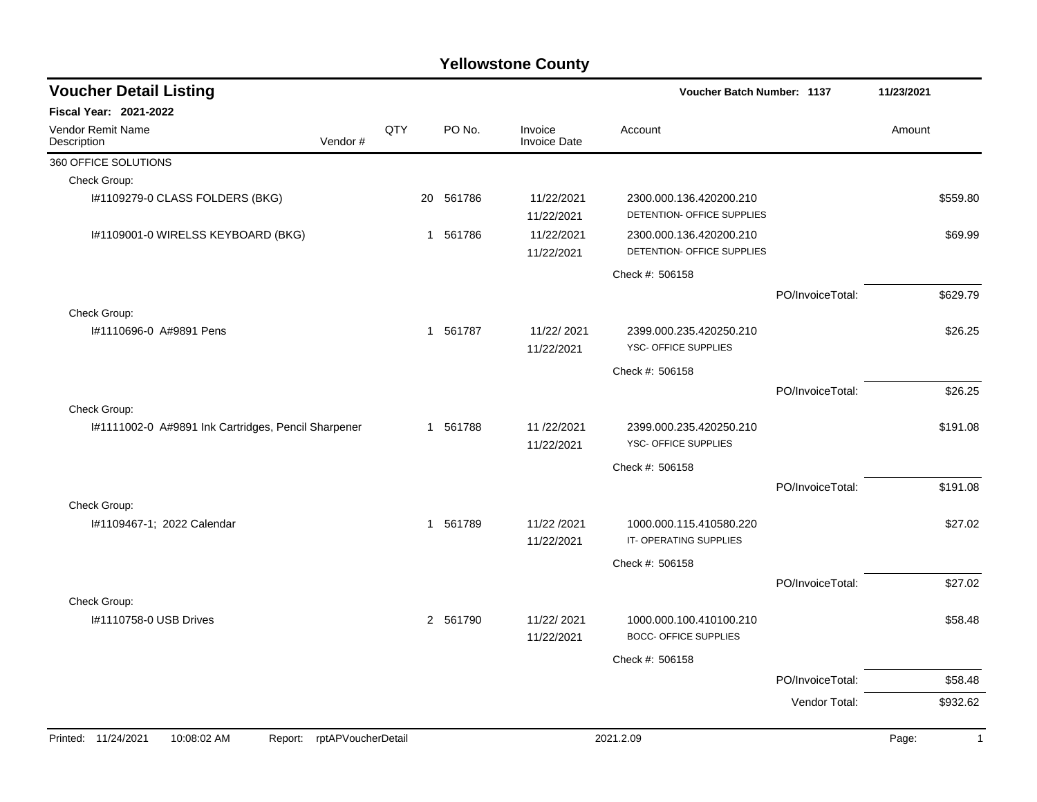# Yellowstone County

## Voucher Detail Listing

**Voucher Batch Number: 1137** 11/23/2021

**Fiscal Year: 2021-2022**

| Vendor Remit Name / Description | Vendor # | QTY | PO No. | Invoice / Invoice Date | Account | | Amount |
|---|---|---|---|---|---|---|---|
| 360 OFFICE SOLUTIONS | | | | | | | |
| Check Group: | | | | | | | |
| I#1109279-0 CLASS FOLDERS (BKG) | | 20 | 561786 | 11/22/2021 11/22/2021 | 2300.000.136.420200.210 DETENTION- OFFICE SUPPLIES | | $559.80 |
| I#1109001-0 WIRELSS KEYBOARD (BKG) | | 1 | 561786 | 11/22/2021 11/22/2021 | 2300.000.136.420200.210 DETENTION- OFFICE SUPPLIES | | $69.99 |
| | | | | | Check #: 506158 | | |
| | | | | | | PO/InvoiceTotal: | $629.79 |
| Check Group: | | | | | | | |
| I#1110696-0 A#9891 Pens | | 1 | 561787 | 11/22/ 2021 11/22/2021 | 2399.000.235.420250.210 YSC- OFFICE SUPPLIES | | $26.25 |
| | | | | | Check #: 506158 | | |
| | | | | | | PO/InvoiceTotal: | $26.25 |
| Check Group: | | | | | | | |
| I#1111002-0 A#9891 Ink Cartridges, Pencil Sharpener | | 1 | 561788 | 11 /22/2021 11/22/2021 | 2399.000.235.420250.210 YSC- OFFICE SUPPLIES | | $191.08 |
| | | | | | Check #: 506158 | | |
| | | | | | | PO/InvoiceTotal: | $191.08 |
| Check Group: | | | | | | | |
| I#1109467-1; 2022 Calendar | | 1 | 561789 | 11/22 /2021 11/22/2021 | 1000.000.115.410580.220 IT- OPERATING SUPPLIES | | $27.02 |
| | | | | | Check #: 506158 | | |
| | | | | | | PO/InvoiceTotal: | $27.02 |
| Check Group: | | | | | | | |
| I#1110758-0 USB Drives | | 2 | 561790 | 11/22/ 2021 11/22/2021 | 1000.000.100.410100.210 BOCC- OFFICE SUPPLIES | | $58.48 |
| | | | | | Check #: 506158 | | |
| | | | | | | PO/InvoiceTotal: | $58.48 |
| | | | | | | Vendor Total: | $932.62 |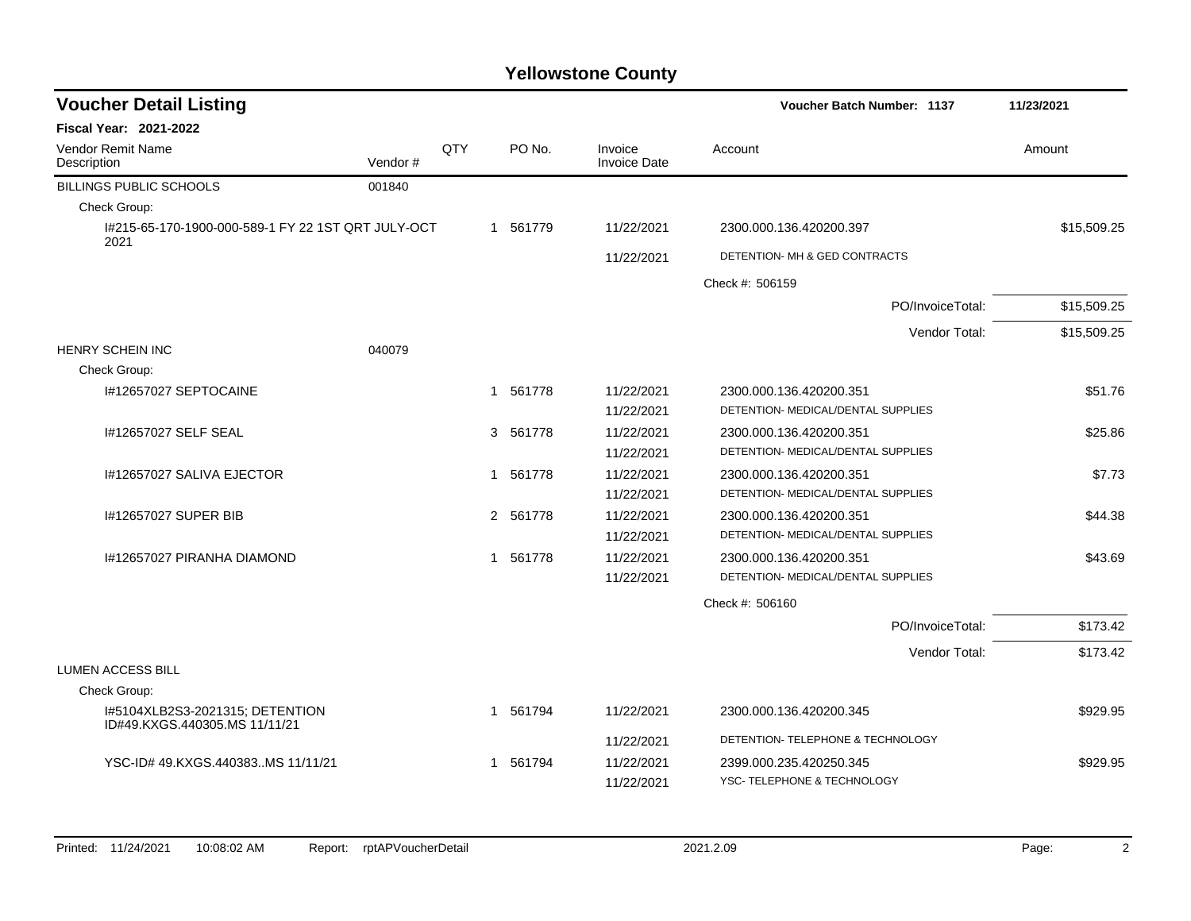# Yellowstone County

## Voucher Detail Listing

**Voucher Batch Number: 1137** — 11/23/2021

**Fiscal Year: 2021-2022**

| Vendor Remit Name / Description | Vendor # | QTY | PO No. | Invoice / Invoice Date | Account | Amount |
|---|---|---|---|---|---|---|
| BILLINGS PUBLIC SCHOOLS | 001840 | | | | | |
| Check Group: | | | | | | |
| I#215-65-170-1900-000-589-1 FY 22 1ST QRT JULY-OCT 2021 | | 1 | 561779 | 11/22/2021 | 2300.000.136.420200.397 | $15,509.25 |
| | | | | 11/22/2021 | DETENTION- MH & GED CONTRACTS | |
| | | | | | Check #: 506159 | |
| | | | | | PO/InvoiceTotal: | $15,509.25 |
| | | | | | Vendor Total: | $15,509.25 |
| HENRY SCHEIN INC | 040079 | | | | | |
| Check Group: | | | | | | |
| I#12657027 SEPTOCAINE | | 1 | 561778 | 11/22/2021 | 2300.000.136.420200.351 | $51.76 |
| | | | | 11/22/2021 | DETENTION- MEDICAL/DENTAL SUPPLIES | |
| I#12657027 SELF SEAL | | 3 | 561778 | 11/22/2021 | 2300.000.136.420200.351 | $25.86 |
| | | | | 11/22/2021 | DETENTION- MEDICAL/DENTAL SUPPLIES | |
| I#12657027 SALIVA EJECTOR | | 1 | 561778 | 11/22/2021 | 2300.000.136.420200.351 | $7.73 |
| | | | | 11/22/2021 | DETENTION- MEDICAL/DENTAL SUPPLIES | |
| I#12657027 SUPER BIB | | 2 | 561778 | 11/22/2021 | 2300.000.136.420200.351 | $44.38 |
| | | | | 11/22/2021 | DETENTION- MEDICAL/DENTAL SUPPLIES | |
| I#12657027 PIRANHA DIAMOND | | 1 | 561778 | 11/22/2021 | 2300.000.136.420200.351 | $43.69 |
| | | | | 11/22/2021 | DETENTION- MEDICAL/DENTAL SUPPLIES | |
| | | | | | Check #: 506160 | |
| | | | | | PO/InvoiceTotal: | $173.42 |
| | | | | | Vendor Total: | $173.42 |
| LUMEN ACCESS BILL | | | | | | |
| Check Group: | | | | | | |
| I#5104XLB2S3-2021315; DETENTION ID#49.KXGS.440305.MS 11/11/21 | | 1 | 561794 | 11/22/2021 | 2300.000.136.420200.345 | $929.95 |
| | | | | 11/22/2021 | DETENTION- TELEPHONE & TECHNOLOGY | |
| YSC-ID# 49.KXGS.440383..MS 11/11/21 | | 1 | 561794 | 11/22/2021 | 2399.000.235.420250.345 | $929.95 |
| | | | | 11/22/2021 | YSC- TELEPHONE & TECHNOLOGY | |

Printed: 11/24/2021 10:08:02 AM Report: rptAPVoucherDetail 2021.2.09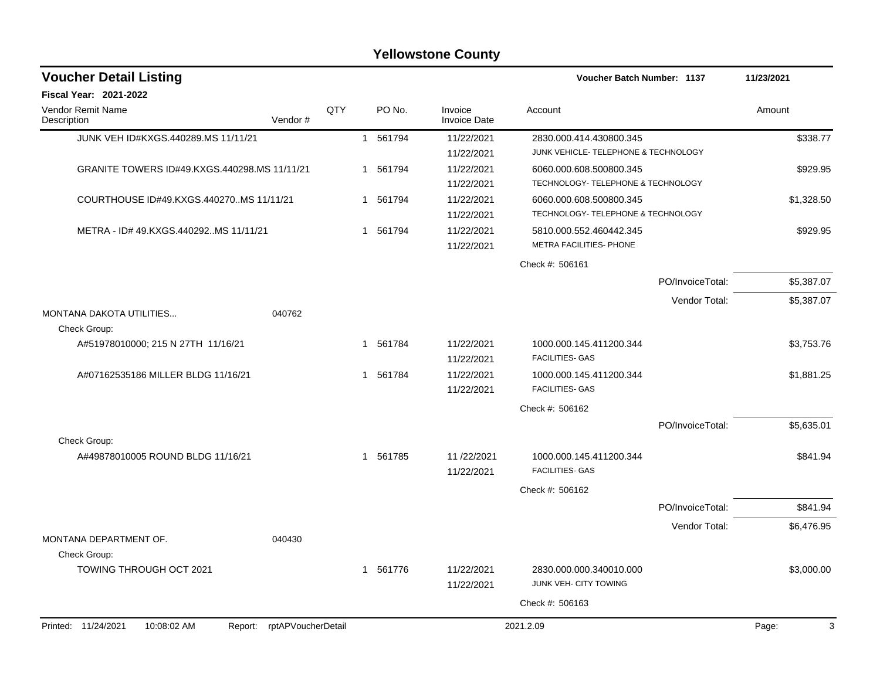# Yellowstone County

## Voucher Detail Listing

**Voucher Batch Number: 1137** — 11/23/2021

**Fiscal Year: 2021-2022**

| Vendor Remit Name / Description | Vendor # | QTY | PO No. | Invoice / Invoice Date | Account | Amount |
|---|---|---|---|---|---|---|
| JUNK VEH ID#KXGS.440289.MS 11/11/21 | | 1 | 561794 | 11/22/2021<br>11/22/2021 | 2830.000.414.430800.345<br>JUNK VEHICLE- TELEPHONE & TECHNOLOGY | $338.77 |
| GRANITE TOWERS ID#49.KXGS.440298.MS 11/11/21 | | 1 | 561794 | 11/22/2021<br>11/22/2021 | 6060.000.608.500800.345<br>TECHNOLOGY- TELEPHONE & TECHNOLOGY | $929.95 |
| COURTHOUSE ID#49.KXGS.440270..MS 11/11/21 | | 1 | 561794 | 11/22/2021<br>11/22/2021 | 6060.000.608.500800.345<br>TECHNOLOGY- TELEPHONE & TECHNOLOGY | $1,328.50 |
| METRA - ID# 49.KXGS.440292..MS 11/11/21 | | 1 | 561794 | 11/22/2021<br>11/22/2021 | 5810.000.552.460442.345<br>METRA FACILITIES- PHONE | $929.95 |
| | | | | | Check #: 506161 | |
| | | | | | PO/InvoiceTotal: | $5,387.07 |
| | | | | | Vendor Total: | $5,387.07 |
| MONTANA DAKOTA UTILITIES... | 040762 | | | | | |
| Check Group: | | | | | | |
| A#51978010000; 215 N 27TH 11/16/21 | | 1 | 561784 | 11/22/2021<br>11/22/2021 | 1000.000.145.411200.344<br>FACILITIES- GAS | $3,753.76 |
| A#07162535186 MILLER BLDG 11/16/21 | | 1 | 561784 | 11/22/2021<br>11/22/2021 | 1000.000.145.411200.344<br>FACILITIES- GAS | $1,881.25 |
| | | | | | Check #: 506162 | |
| | | | | | PO/InvoiceTotal: | $5,635.01 |
| Check Group: | | | | | | |
| A#49878010005 ROUND BLDG 11/16/21 | | 1 | 561785 | 11 /22/2021<br>11/22/2021 | 1000.000.145.411200.344<br>FACILITIES- GAS | $841.94 |
| | | | | | Check #: 506162 | |
| | | | | | PO/InvoiceTotal: | $841.94 |
| | | | | | Vendor Total: | $6,476.95 |
| MONTANA DEPARTMENT OF. | 040430 | | | | | |
| Check Group: | | | | | | |
| TOWING THROUGH OCT 2021 | | 1 | 561776 | 11/22/2021<br>11/22/2021 | 2830.000.000.340010.000<br>JUNK VEH- CITY TOWING | $3,000.00 |
| | | | | | Check #: 506163 | |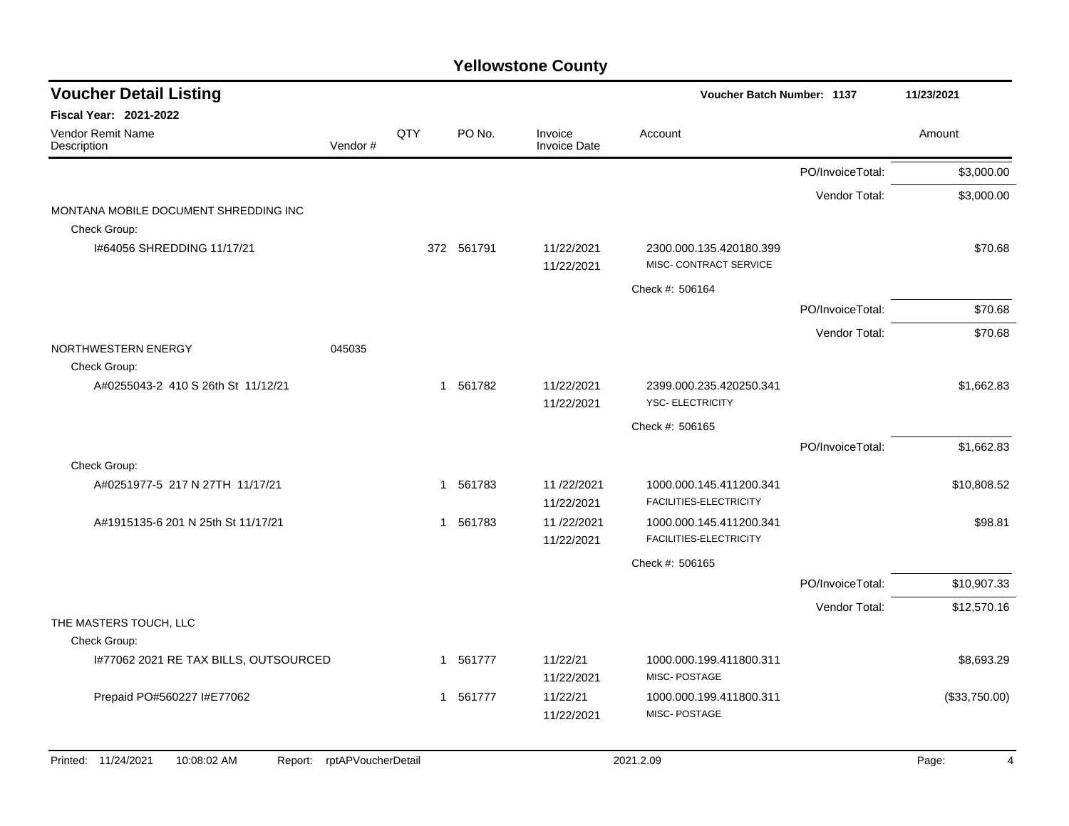# Yellowstone County

## Voucher Detail Listing

Voucher Batch Number: 1137 — 11/23/2021

**Fiscal Year: 2021-2022**

| Vendor Remit Name / Description | Vendor # | QTY | PO No. | Invoice / Invoice Date | Account | | Amount |
|---|---|---|---|---|---|---|---|
| | | | | | | PO/InvoiceTotal: | $3,000.00 |
| | | | | | | Vendor Total: | $3,000.00 |
| MONTANA MOBILE DOCUMENT SHREDDING INC | | | | | | | |
| Check Group: | | | | | | | |
| I#64056 SHREDDING 11/17/21 | | 372 | 561791 | 11/22/2021 11/22/2021 | 2300.000.135.420180.399 MISC- CONTRACT SERVICE | | $70.68 |
| | | | | | Check #: 506164 | | |
| | | | | | | PO/InvoiceTotal: | $70.68 |
| | | | | | | Vendor Total: | $70.68 |
| NORTHWESTERN ENERGY | 045035 | | | | | | |
| Check Group: | | | | | | | |
| A#0255043-2 410 S 26th St 11/12/21 | | 1 | 561782 | 11/22/2021 11/22/2021 | 2399.000.235.420250.341 YSC- ELECTRICITY | | $1,662.83 |
| | | | | | Check #: 506165 | | |
| | | | | | | PO/InvoiceTotal: | $1,662.83 |
| Check Group: | | | | | | | |
| A#0251977-5 217 N 27TH 11/17/21 | | 1 | 561783 | 11 /22/2021 11/22/2021 | 1000.000.145.411200.341 FACILITIES-ELECTRICITY | | $10,808.52 |
| A#1915135-6 201 N 25th St 11/17/21 | | 1 | 561783 | 11 /22/2021 11/22/2021 | 1000.000.145.411200.341 FACILITIES-ELECTRICITY | | $98.81 |
| | | | | | Check #: 506165 | | |
| | | | | | | PO/InvoiceTotal: | $10,907.33 |
| | | | | | | Vendor Total: | $12,570.16 |
| THE MASTERS TOUCH, LLC | | | | | | | |
| Check Group: | | | | | | | |
| I#77062 2021 RE TAX BILLS, OUTSOURCED | | 1 | 561777 | 11/22/21 11/22/2021 | 1000.000.199.411800.311 MISC- POSTAGE | | $8,693.29 |
| Prepaid PO#560227 I#E77062 | | 1 | 561777 | 11/22/21 11/22/2021 | 1000.000.199.411800.311 MISC- POSTAGE | | ($33,750.00) |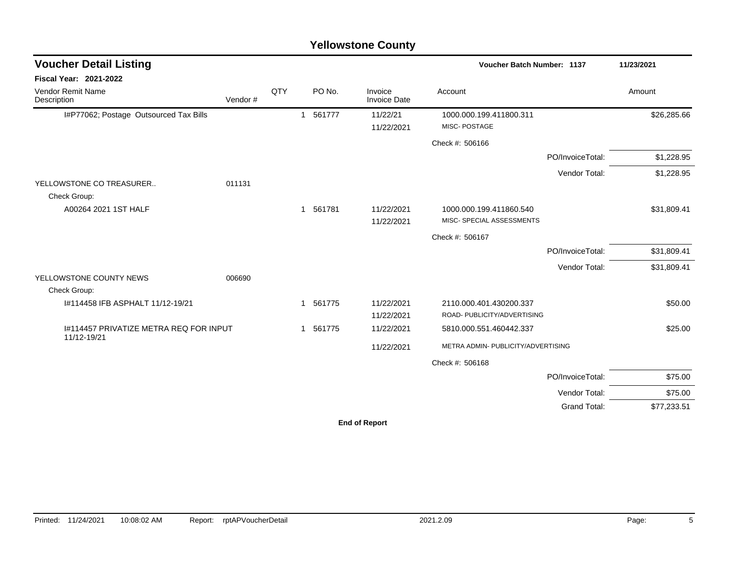# Yellowstone County

## Voucher Detail Listing

**Voucher Batch Number: 1137** — 11/23/2021

**Fiscal Year: 2021-2022**

| Vendor Remit Name / Description | Vendor # | QTY | PO No. | Invoice / Invoice Date | Account | Amount |
|---|---|---|---|---|---|---|
| I#P77062; Postage Outsourced Tax Bills | | 1 | 561777 | 11/22/21 | 1000.000.199.411800.311 | $26,285.66 |
| | | | | 11/22/2021 | MISC- POSTAGE | |
| | | | | | Check #: 506166 | |
| | | | | | PO/InvoiceTotal: | $1,228.95 |
| | | | | | Vendor Total: | $1,228.95 |
| YELLOWSTONE CO TREASURER.. | 011131 | | | | | |
| Check Group: | | | | | | |
| A00264 2021 1ST HALF | | 1 | 561781 | 11/22/2021 | 1000.000.199.411860.540 | $31,809.41 |
| | | | | 11/22/2021 | MISC- SPECIAL ASSESSMENTS | |
| | | | | | Check #: 506167 | |
| | | | | | PO/InvoiceTotal: | $31,809.41 |
| | | | | | Vendor Total: | $31,809.41 |
| YELLOWSTONE COUNTY NEWS | 006690 | | | | | |
| Check Group: | | | | | | |
| I#114458 IFB ASPHALT 11/12-19/21 | | 1 | 561775 | 11/22/2021 | 2110.000.401.430200.337 | $50.00 |
| | | | | 11/22/2021 | ROAD- PUBLICITY/ADVERTISING | |
| I#114457 PRIVATIZE METRA REQ FOR INPUT 11/12-19/21 | | 1 | 561775 | 11/22/2021 | 5810.000.551.460442.337 | $25.00 |
| | | | | 11/22/2021 | METRA ADMIN- PUBLICITY/ADVERTISING | |
| | | | | | Check #: 506168 | |
| | | | | | PO/InvoiceTotal: | $75.00 |
| | | | | | Vendor Total: | $75.00 |
| | | | | | Grand Total: | $77,233.51 |

**End of Report**